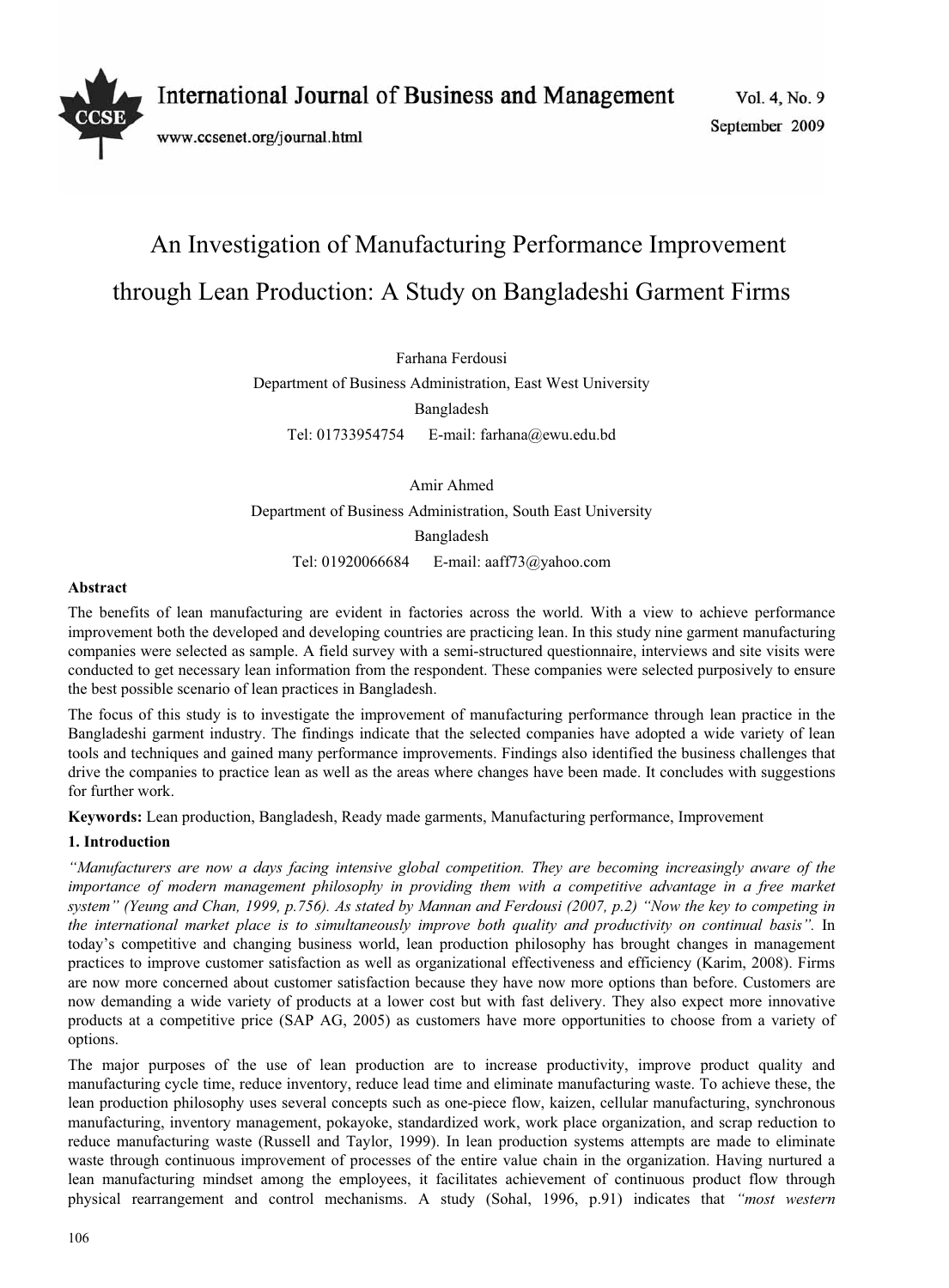# An Investigation of Manufacturing Performance Improvement through Lean Production: A Study on Bangladeshi Garment Firms

Farhana Ferdousi

Department of Business Administration, East West University

Bangladesh

Tel: 01733954754 E-mail: farhana@ewu.edu.bd

Amir Ahmed

Department of Business Administration, South East University

Bangladesh

Tel: 01920066684 E-mail: aaff73@yahoo.com

**Abstract**

The benefits of lean manufacturing are evident in factories across the world. With a view to achieve performance improvement both the developed and developing countries are practicing lean. In this study nine garment manufacturing companies were selected as sample. A field survey with a semi-structured questionnaire, interviews and site visits were conducted to get necessary lean information from the respondent. These companies were selected purposively to ensure the best possible scenario of lean practices in Bangladesh.

The focus of this study is to investigate the improvement of manufacturing performance through lean practice in the Bangladeshi garment industry. The findings indicate that the selected companies have adopted a wide variety of lean tools and techniques and gained many performance improvements. Findings also identified the business challenges that drive the companies to practice lean as well as the areas where changes have been made. It concludes with suggestions for further work.

**Keywords:** Lean production, Bangladesh, Ready made garments, Manufacturing performance, Improvement

## 1. Introduction

*"Manufacturers are now a days facing intensive global competition. They are becoming increasingly aware of the importance of modern management philosophy in providing them with a competitive advantage in a free market system" (Yeung and Chan, 1999, p.756). As stated by Mannan and Ferdousi (2007, p.2) "Now the key to competing in the international market place is to simultaneously improve both quality and productivity on continual basis".* In today's competitive and changing business world, lean production philosophy has brought changes in management practices to improve customer satisfaction as well as organizational effectiveness and efficiency (Karim, 2008). Firms are now more concerned about customer satisfaction because they have now more options than before. Customers are now demanding a wide variety of products at a lower cost but with fast delivery. They also expect more innovative products at a competitive price (SAP AG, 2005) as customers have more opportunities to choose from a variety of options.

The major purposes of the use of lean production are to increase productivity, improve product quality and manufacturing cycle time, reduce inventory, reduce lead time and eliminate manufacturing waste. To achieve these, the lean production philosophy uses several concepts such as one-piece flow, kaizen, cellular manufacturing, synchronous manufacturing, inventory management, pokayoke, standardized work, work place organization, and scrap reduction to reduce manufacturing waste (Russell and Taylor, 1999). In lean production systems attempts are made to eliminate waste through continuous improvement of processes of the entire value chain in the organization. Having nurtured a lean manufacturing mindset among the employees, it facilitates achievement of continuous product flow through physical rearrangement and control mechanisms. A study (Sohal, 1996, p.91) indicates that *"most western*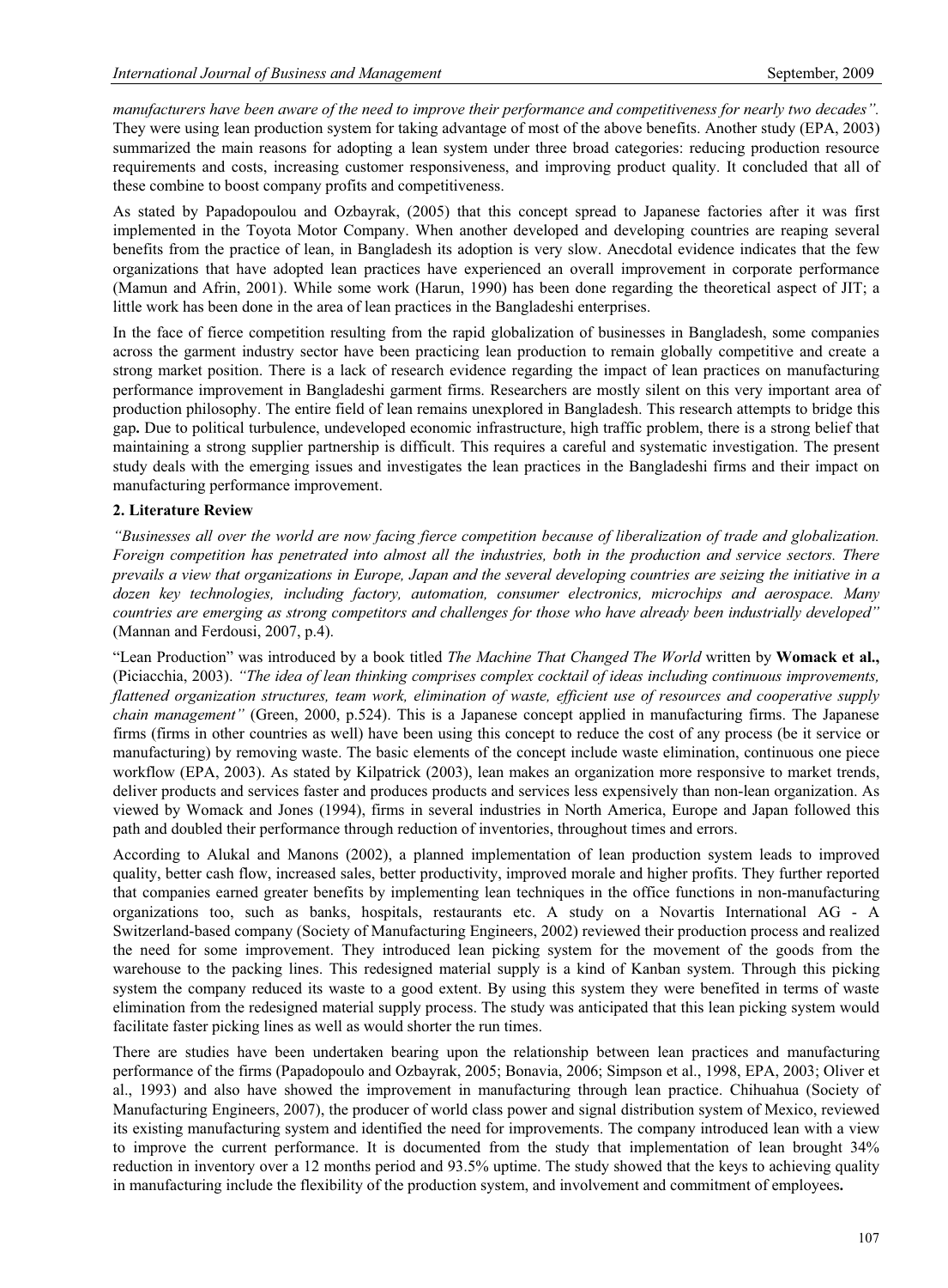*manufacturers have been aware of the need to improve their performance and competitiveness for nearly two decades".* They were using lean production system for taking advantage of most of the above benefits. Another study (EPA, 2003) summarized the main reasons for adopting a lean system under three broad categories: reducing production resource requirements and costs, increasing customer responsiveness, and improving product quality. It concluded that all of these combine to boost company profits and competitiveness.

As stated by Papadopoulou and Ozbayrak, (2005) that this concept spread to Japanese factories after it was first implemented in the Toyota Motor Company. When another developed and developing countries are reaping several benefits from the practice of lean, in Bangladesh its adoption is very slow. Anecdotal evidence indicates that the few organizations that have adopted lean practices have experienced an overall improvement in corporate performance (Mamun and Afrin, 2001). While some work (Harun, 1990) has been done regarding the theoretical aspect of JIT; a little work has been done in the area of lean practices in the Bangladeshi enterprises.

In the face of fierce competition resulting from the rapid globalization of businesses in Bangladesh, some companies across the garment industry sector have been practicing lean production to remain globally competitive and create a strong market position. There is a lack of research evidence regarding the impact of lean practices on manufacturing performance improvement in Bangladeshi garment firms. Researchers are mostly silent on this very important area of production philosophy. The entire field of lean remains unexplored in Bangladesh. This research attempts to bridge this gap**.** Due to political turbulence, undeveloped economic infrastructure, high traffic problem, there is a strong belief that maintaining a strong supplier partnership is difficult. This requires a careful and systematic investigation. The present study deals with the emerging issues and investigates the lean practices in the Bangladeshi firms and their impact on manufacturing performance improvement.

## 2. Literature Review

*"Businesses all over the world are now facing fierce competition because of liberalization of trade and globalization. Foreign competition has penetrated into almost all the industries, both in the production and service sectors. There prevails a view that organizations in Europe, Japan and the several developing countries are seizing the initiative in a dozen key technologies, including factory, automation, consumer electronics, microchips and aerospace. Many countries are emerging as strong competitors and challenges for those who have already been industrially developed"* (Mannan and Ferdousi, 2007, p.4).

"Lean Production" was introduced by a book titled *The Machine That Changed The World* written by **Womack et al.,** (Piciacchia, 2003). *"The idea of lean thinking comprises complex cocktail of ideas including continuous improvements, flattened organization structures, team work, elimination of waste, efficient use of resources and cooperative supply chain management"* (Green, 2000, p.524). This is a Japanese concept applied in manufacturing firms. The Japanese firms (firms in other countries as well) have been using this concept to reduce the cost of any process (be it service or manufacturing) by removing waste. The basic elements of the concept include waste elimination, continuous one piece workflow (EPA, 2003). As stated by Kilpatrick (2003), lean makes an organization more responsive to market trends, deliver products and services faster and produces products and services less expensively than non-lean organization. As viewed by Womack and Jones (1994), firms in several industries in North America, Europe and Japan followed this path and doubled their performance through reduction of inventories, throughout times and errors.

According to Alukal and Manons (2002), a planned implementation of lean production system leads to improved quality, better cash flow, increased sales, better productivity, improved morale and higher profits. They further reported that companies earned greater benefits by implementing lean techniques in the office functions in non-manufacturing organizations too, such as banks, hospitals, restaurants etc. A study on a Novartis International AG - A Switzerland-based company (Society of Manufacturing Engineers, 2002) reviewed their production process and realized the need for some improvement. They introduced lean picking system for the movement of the goods from the warehouse to the packing lines. This redesigned material supply is a kind of Kanban system. Through this picking system the company reduced its waste to a good extent. By using this system they were benefited in terms of waste elimination from the redesigned material supply process. The study was anticipated that this lean picking system would facilitate faster picking lines as well as would shorter the run times.

There are studies have been undertaken bearing upon the relationship between lean practices and manufacturing performance of the firms (Papadopoulo and Ozbayrak, 2005; Bonavia, 2006; Simpson et al., 1998, EPA, 2003; Oliver et al., 1993) and also have showed the improvement in manufacturing through lean practice. Chihuahua (Society of Manufacturing Engineers, 2007), the producer of world class power and signal distribution system of Mexico, reviewed its existing manufacturing system and identified the need for improvements. The company introduced lean with a view to improve the current performance. It is documented from the study that implementation of lean brought 34% reduction in inventory over a 12 months period and 93.5% uptime. The study showed that the keys to achieving quality in manufacturing include the flexibility of the production system, and involvement and commitment of employees**.**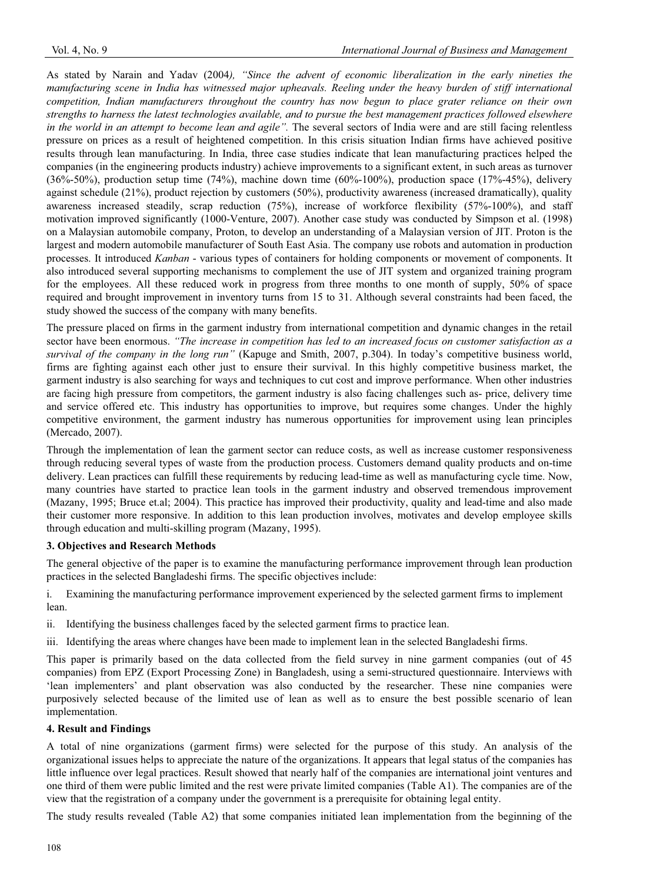As stated by Narain and Yadav (2004*), "Since the advent of economic liberalization in the early nineties the manufacturing scene in India has witnessed major upheavals. Reeling under the heavy burden of stiff international competition, Indian manufacturers throughout the country has now begun to place grater reliance on their own strengths to harness the latest technologies available, and to pursue the best management practices followed elsewhere in the world in an attempt to become lean and agile".* The several sectors of India were and are still facing relentless pressure on prices as a result of heightened competition. In this crisis situation Indian firms have achieved positive results through lean manufacturing. In India, three case studies indicate that lean manufacturing practices helped the companies (in the engineering products industry) achieve improvements to a significant extent, in such areas as turnover (36%-50%), production setup time (74%), machine down time (60%-100%), production space (17%-45%), delivery against schedule (21%), product rejection by customers (50%), productivity awareness (increased dramatically), quality awareness increased steadily, scrap reduction (75%), increase of workforce flexibility (57%-100%), and staff motivation improved significantly (1000-Venture, 2007). Another case study was conducted by Simpson et al. (1998) on a Malaysian automobile company, Proton, to develop an understanding of a Malaysian version of JIT. Proton is the largest and modern automobile manufacturer of South East Asia. The company use robots and automation in production processes. It introduced *Kanban* - various types of containers for holding components or movement of components. It also introduced several supporting mechanisms to complement the use of JIT system and organized training program for the employees. All these reduced work in progress from three months to one month of supply, 50% of space required and brought improvement in inventory turns from 15 to 31. Although several constraints had been faced, the study showed the success of the company with many benefits.

The pressure placed on firms in the garment industry from international competition and dynamic changes in the retail sector have been enormous. *"The increase in competition has led to an increased focus on customer satisfaction as a survival of the company in the long run"* (Kapuge and Smith, 2007, p.304). In today's competitive business world, firms are fighting against each other just to ensure their survival. In this highly competitive business market, the garment industry is also searching for ways and techniques to cut cost and improve performance. When other industries are facing high pressure from competitors, the garment industry is also facing challenges such as- price, delivery time and service offered etc. This industry has opportunities to improve, but requires some changes. Under the highly competitive environment, the garment industry has numerous opportunities for improvement using lean principles (Mercado, 2007).

Through the implementation of lean the garment sector can reduce costs, as well as increase customer responsiveness through reducing several types of waste from the production process. Customers demand quality products and on-time delivery. Lean practices can fulfill these requirements by reducing lead-time as well as manufacturing cycle time. Now, many countries have started to practice lean tools in the garment industry and observed tremendous improvement (Mazany, 1995; Bruce et.al; 2004). This practice has improved their productivity, quality and lead-time and also made their customer more responsive. In addition to this lean production involves, motivates and develop employee skills through education and multi-skilling program (Mazany, 1995).

## 3. Objectives and Research Methods

The general objective of the paper is to examine the manufacturing performance improvement through lean production practices in the selected Bangladeshi firms. The specific objectives include:

i. Examining the manufacturing performance improvement experienced by the selected garment firms to implement lean.

ii. Identifying the business challenges faced by the selected garment firms to practice lean.

iii. Identifying the areas where changes have been made to implement lean in the selected Bangladeshi firms.

This paper is primarily based on the data collected from the field survey in nine garment companies (out of 45 companies) from EPZ (Export Processing Zone) in Bangladesh, using a semi-structured questionnaire. Interviews with 'lean implementers' and plant observation was also conducted by the researcher. These nine companies were purposively selected because of the limited use of lean as well as to ensure the best possible scenario of lean implementation.

## 4. Result and Findings

A total of nine organizations (garment firms) were selected for the purpose of this study. An analysis of the organizational issues helps to appreciate the nature of the organizations. It appears that legal status of the companies has little influence over legal practices. Result showed that nearly half of the companies are international joint ventures and one third of them were public limited and the rest were private limited companies (Table A1). The companies are of the view that the registration of a company under the government is a prerequisite for obtaining legal entity.

The study results revealed (Table A2) that some companies initiated lean implementation from the beginning of the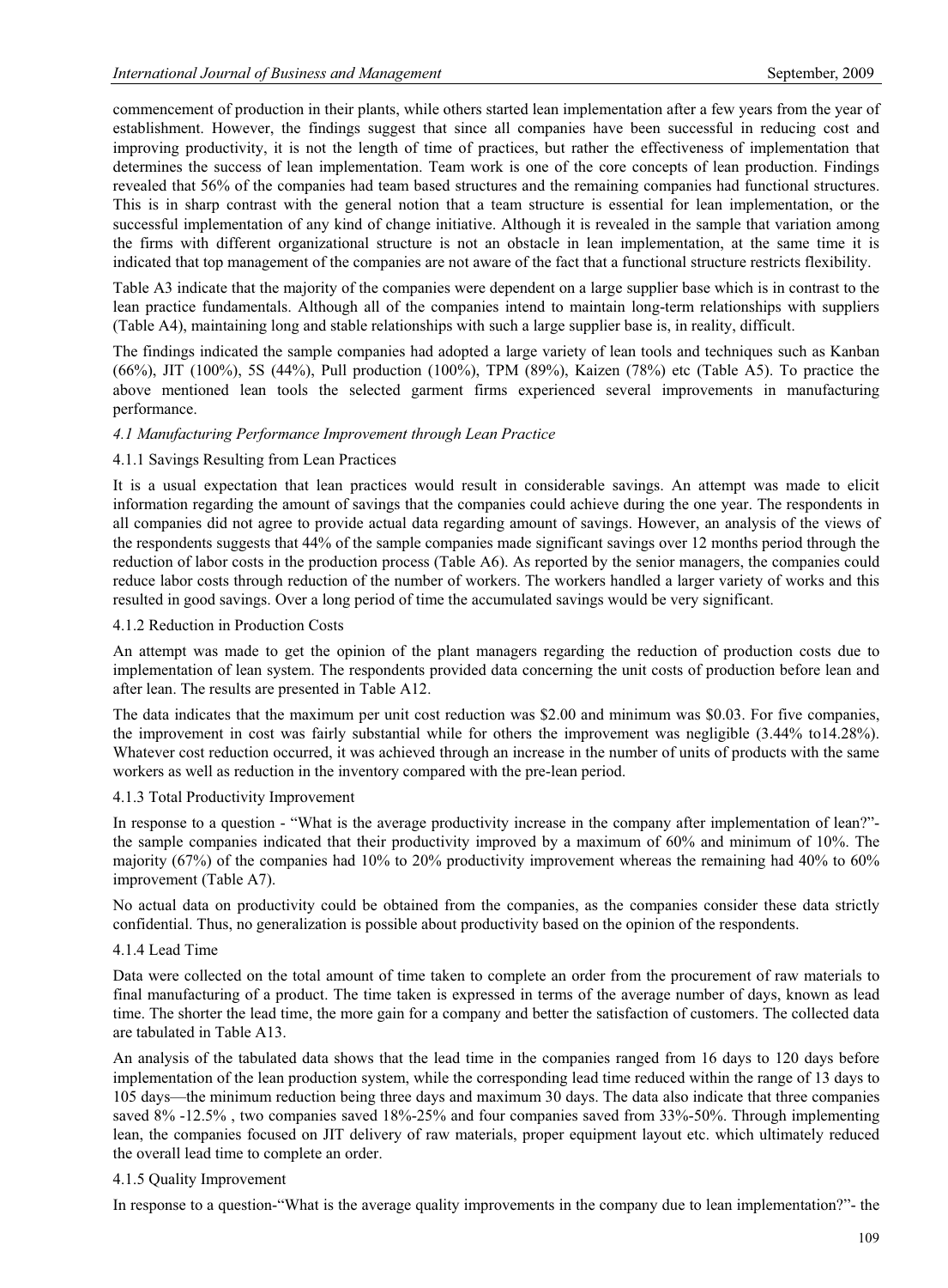commencement of production in their plants, while others started lean implementation after a few years from the year of establishment. However, the findings suggest that since all companies have been successful in reducing cost and improving productivity, it is not the length of time of practices, but rather the effectiveness of implementation that determines the success of lean implementation. Team work is one of the core concepts of lean production. Findings revealed that 56% of the companies had team based structures and the remaining companies had functional structures. This is in sharp contrast with the general notion that a team structure is essential for lean implementation, or the successful implementation of any kind of change initiative. Although it is revealed in the sample that variation among the firms with different organizational structure is not an obstacle in lean implementation, at the same time it is indicated that top management of the companies are not aware of the fact that a functional structure restricts flexibility.

Table A3 indicate that the majority of the companies were dependent on a large supplier base which is in contrast to the lean practice fundamentals. Although all of the companies intend to maintain long-term relationships with suppliers (Table A4), maintaining long and stable relationships with such a large supplier base is, in reality, difficult.

The findings indicated the sample companies had adopted a large variety of lean tools and techniques such as Kanban (66%), JIT (100%), 5S (44%), Pull production (100%), TPM (89%), Kaizen (78%) etc (Table A5). To practice the above mentioned lean tools the selected garment firms experienced several improvements in manufacturing performance.

*4.1 Manufacturing Performance Improvement through Lean Practice*

4.1.1 Savings Resulting from Lean Practices

It is a usual expectation that lean practices would result in considerable savings. An attempt was made to elicit information regarding the amount of savings that the companies could achieve during the one year. The respondents in all companies did not agree to provide actual data regarding amount of savings. However, an analysis of the views of the respondents suggests that 44% of the sample companies made significant savings over 12 months period through the reduction of labor costs in the production process (Table A6). As reported by the senior managers, the companies could reduce labor costs through reduction of the number of workers. The workers handled a larger variety of works and this resulted in good savings. Over a long period of time the accumulated savings would be very significant.

4.1.2 Reduction in Production Costs

An attempt was made to get the opinion of the plant managers regarding the reduction of production costs due to implementation of lean system. The respondents provided data concerning the unit costs of production before lean and after lean. The results are presented in Table A12.

The data indicates that the maximum per unit cost reduction was $2.00 and minimum was $0.03. For five companies, the improvement in cost was fairly substantial while for others the improvement was negligible (3.44% to14.28%). Whatever cost reduction occurred, it was achieved through an increase in the number of units of products with the same workers as well as reduction in the inventory compared with the pre-lean period.

4.1.3 Total Productivity Improvement

In response to a question - "What is the average productivity increase in the company after implementation of lean?"- the sample companies indicated that their productivity improved by a maximum of 60% and minimum of 10%. The majority (67%) of the companies had 10% to 20% productivity improvement whereas the remaining had 40% to 60% improvement (Table A7).

No actual data on productivity could be obtained from the companies, as the companies consider these data strictly confidential. Thus, no generalization is possible about productivity based on the opinion of the respondents.

4.1.4 Lead Time

Data were collected on the total amount of time taken to complete an order from the procurement of raw materials to final manufacturing of a product. The time taken is expressed in terms of the average number of days, known as lead time. The shorter the lead time, the more gain for a company and better the satisfaction of customers. The collected data are tabulated in Table A13.

An analysis of the tabulated data shows that the lead time in the companies ranged from 16 days to 120 days before implementation of the lean production system, while the corresponding lead time reduced within the range of 13 days to 105 days—the minimum reduction being three days and maximum 30 days. The data also indicate that three companies saved 8% -12.5% , two companies saved 18%-25% and four companies saved from 33%-50%. Through implementing lean, the companies focused on JIT delivery of raw materials, proper equipment layout etc. which ultimately reduced the overall lead time to complete an order.

4.1.5 Quality Improvement

In response to a question-"What is the average quality improvements in the company due to lean implementation?"- the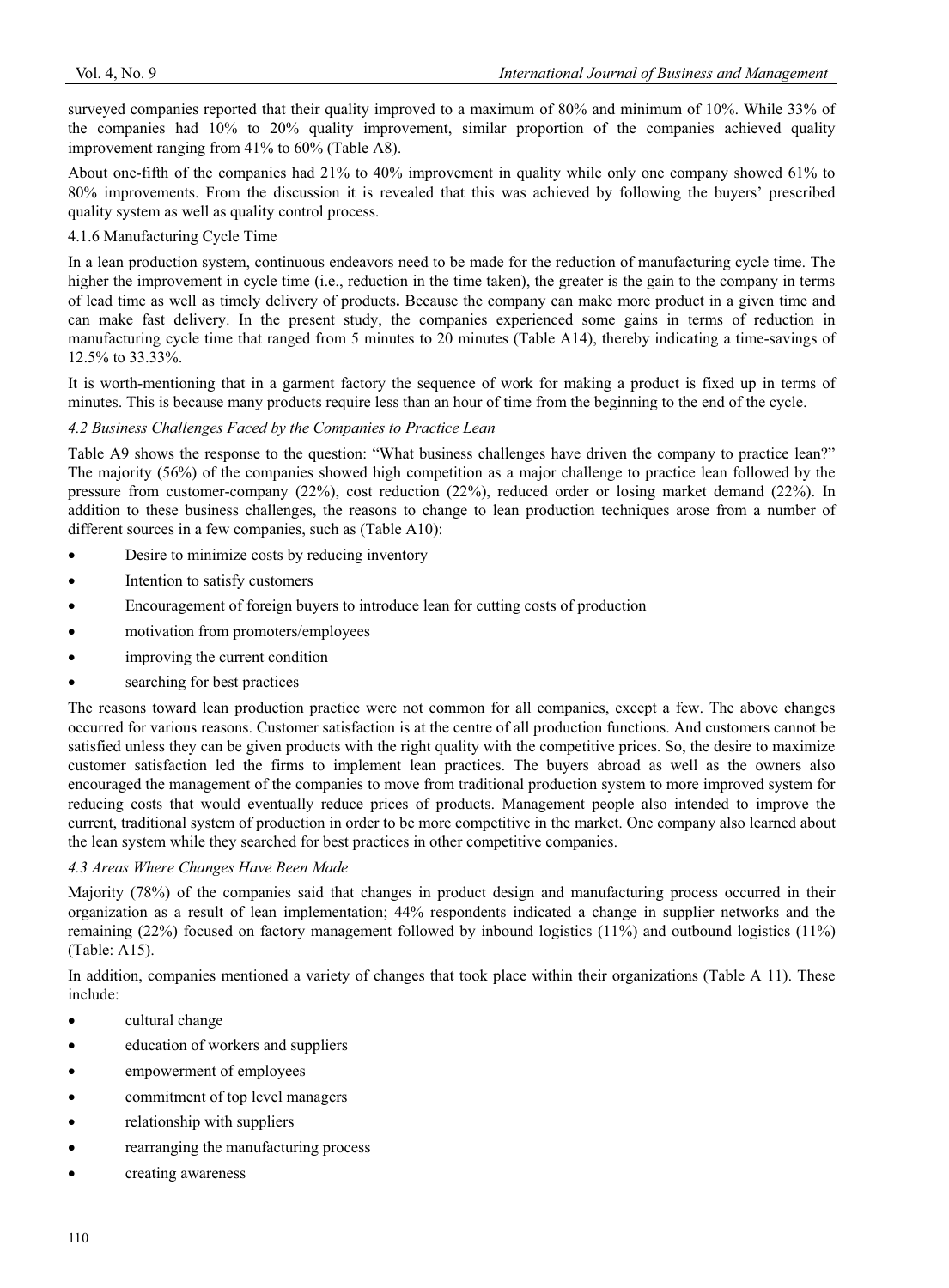surveyed companies reported that their quality improved to a maximum of 80% and minimum of 10%. While 33% of the companies had 10% to 20% quality improvement, similar proportion of the companies achieved quality improvement ranging from 41% to 60% (Table A8).

About one-fifth of the companies had 21% to 40% improvement in quality while only one company showed 61% to 80% improvements. From the discussion it is revealed that this was achieved by following the buyers' prescribed quality system as well as quality control process.

#### 4.1.6 Manufacturing Cycle Time

In a lean production system, continuous endeavors need to be made for the reduction of manufacturing cycle time. The higher the improvement in cycle time (i.e., reduction in the time taken), the greater is the gain to the company in terms of lead time as well as timely delivery of products**.** Because the company can make more product in a given time and can make fast delivery. In the present study, the companies experienced some gains in terms of reduction in manufacturing cycle time that ranged from 5 minutes to 20 minutes (Table A14), thereby indicating a time-savings of 12.5% to 33.33%.

It is worth-mentioning that in a garment factory the sequence of work for making a product is fixed up in terms of minutes. This is because many products require less than an hour of time from the beginning to the end of the cycle.

### *4.2 Business Challenges Faced by the Companies to Practice Lean*

Table A9 shows the response to the question: "What business challenges have driven the company to practice lean?" The majority (56%) of the companies showed high competition as a major challenge to practice lean followed by the pressure from customer-company (22%), cost reduction (22%), reduced order or losing market demand (22%). In addition to these business challenges, the reasons to change to lean production techniques arose from a number of different sources in a few companies, such as (Table A10):

- Desire to minimize costs by reducing inventory
- Intention to satisfy customers
- Encouragement of foreign buyers to introduce lean for cutting costs of production
- motivation from promoters/employees
- improving the current condition
- searching for best practices

The reasons toward lean production practice were not common for all companies, except a few. The above changes occurred for various reasons. Customer satisfaction is at the centre of all production functions. And customers cannot be satisfied unless they can be given products with the right quality with the competitive prices. So, the desire to maximize customer satisfaction led the firms to implement lean practices. The buyers abroad as well as the owners also encouraged the management of the companies to move from traditional production system to more improved system for reducing costs that would eventually reduce prices of products. Management people also intended to improve the current, traditional system of production in order to be more competitive in the market. One company also learned about the lean system while they searched for best practices in other competitive companies.

### *4.3 Areas Where Changes Have Been Made*

Majority (78%) of the companies said that changes in product design and manufacturing process occurred in their organization as a result of lean implementation; 44% respondents indicated a change in supplier networks and the remaining (22%) focused on factory management followed by inbound logistics (11%) and outbound logistics (11%) (Table: A15).

In addition, companies mentioned a variety of changes that took place within their organizations (Table A 11). These include:

- cultural change
- education of workers and suppliers
- empowerment of employees
- commitment of top level managers
- relationship with suppliers
- rearranging the manufacturing process
- creating awareness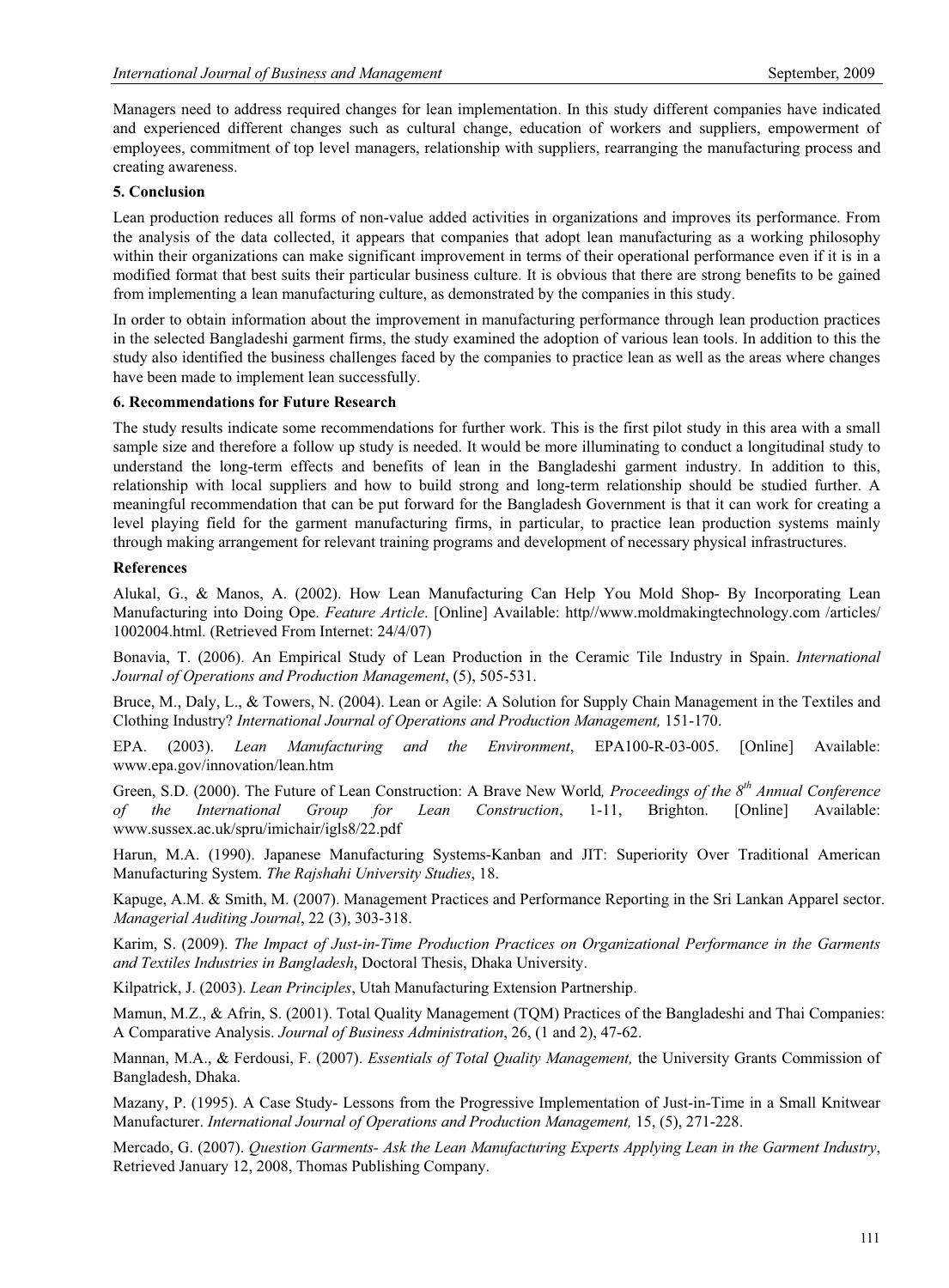Managers need to address required changes for lean implementation. In this study different companies have indicated and experienced different changes such as cultural change, education of workers and suppliers, empowerment of employees, commitment of top level managers, relationship with suppliers, rearranging the manufacturing process and creating awareness.

## 5. Conclusion

Lean production reduces all forms of non-value added activities in organizations and improves its performance. From the analysis of the data collected, it appears that companies that adopt lean manufacturing as a working philosophy within their organizations can make significant improvement in terms of their operational performance even if it is in a modified format that best suits their particular business culture. It is obvious that there are strong benefits to be gained from implementing a lean manufacturing culture, as demonstrated by the companies in this study.

In order to obtain information about the improvement in manufacturing performance through lean production practices in the selected Bangladeshi garment firms, the study examined the adoption of various lean tools. In addition to this the study also identified the business challenges faced by the companies to practice lean as well as the areas where changes have been made to implement lean successfully.

## 6. Recommendations for Future Research

The study results indicate some recommendations for further work. This is the first pilot study in this area with a small sample size and therefore a follow up study is needed. It would be more illuminating to conduct a longitudinal study to understand the long-term effects and benefits of lean in the Bangladeshi garment industry. In addition to this, relationship with local suppliers and how to build strong and long-term relationship should be studied further. A meaningful recommendation that can be put forward for the Bangladesh Government is that it can work for creating a level playing field for the garment manufacturing firms, in particular, to practice lean production systems mainly through making arrangement for relevant training programs and development of necessary physical infrastructures.

## References

Alukal, G., & Manos, A. (2002). How Lean Manufacturing Can Help You Mold Shop- By Incorporating Lean Manufacturing into Doing Ope. *Feature Article*. [Online] Available: http//www.moldmakingtechnology.com /articles/ 1002004.html. (Retrieved From Internet: 24/4/07)

Bonavia, T. (2006). An Empirical Study of Lean Production in the Ceramic Tile Industry in Spain. *International Journal of Operations and Production Management*, (5), 505-531.

Bruce, M., Daly, L., & Towers, N. (2004). Lean or Agile: A Solution for Supply Chain Management in the Textiles and Clothing Industry? *International Journal of Operations and Production Management,* 151-170.

EPA. (2003). *Lean Manufacturing and the Environment*, EPA100-R-03-005. [Online] Available: www.epa.gov/innovation/lean.htm

Green, S.D. (2000). The Future of Lean Construction: A Brave New World*, Proceedings of the 8th Annual Conference of the International Group for Lean Construction*, 1-11, Brighton. [Online] Available: www.sussex.ac.uk/spru/imichair/igls8/22.pdf

Harun, M.A. (1990). Japanese Manufacturing Systems-Kanban and JIT: Superiority Over Traditional American Manufacturing System. *The Rajshahi University Studies*, 18.

Kapuge, A.M. & Smith, M. (2007). Management Practices and Performance Reporting in the Sri Lankan Apparel sector. *Managerial Auditing Journal*, 22 (3), 303-318.

Karim, S. (2009). *The Impact of Just-in-Time Production Practices on Organizational Performance in the Garments and Textiles Industries in Bangladesh*, Doctoral Thesis, Dhaka University.

Kilpatrick, J. (2003). *Lean Principles*, Utah Manufacturing Extension Partnership.

Mamun, M.Z., & Afrin, S. (2001). Total Quality Management (TQM) Practices of the Bangladeshi and Thai Companies: A Comparative Analysis. *Journal of Business Administration*, 26, (1 and 2), 47-62.

Mannan, M.A., & Ferdousi, F. (2007). *Essentials of Total Quality Management,* the University Grants Commission of Bangladesh, Dhaka.

Mazany, P. (1995). A Case Study- Lessons from the Progressive Implementation of Just-in-Time in a Small Knitwear Manufacturer. *International Journal of Operations and Production Management,* 15, (5), 271-228.

Mercado, G. (2007). *Question Garments- Ask the Lean Manufacturing Experts Applying Lean in the Garment Industry*, Retrieved January 12, 2008, Thomas Publishing Company.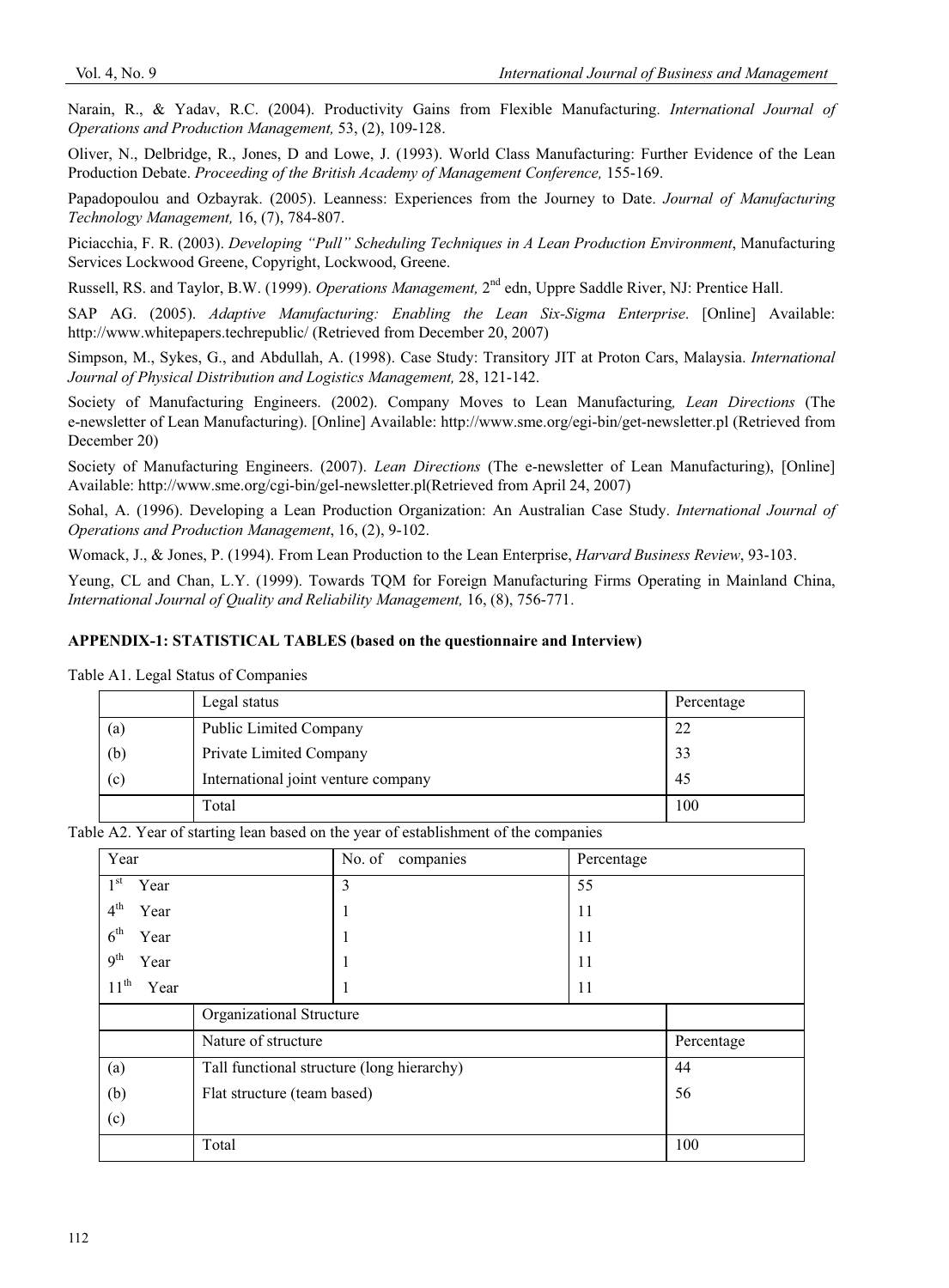Narain, R., & Yadav, R.C. (2004). Productivity Gains from Flexible Manufacturing. *International Journal of Operations and Production Management,* 53, (2), 109-128.

Oliver, N., Delbridge, R., Jones, D and Lowe, J. (1993). World Class Manufacturing: Further Evidence of the Lean Production Debate. *Proceeding of the British Academy of Management Conference,* 155-169.

Papadopoulou and Ozbayrak. (2005). Leanness: Experiences from the Journey to Date. *Journal of Manufacturing Technology Management,* 16, (7), 784-807.

Piciacchia, F. R. (2003). *Developing "Pull" Scheduling Techniques in A Lean Production Environment*, Manufacturing Services Lockwood Greene, Copyright, Lockwood, Greene.

Russell, RS. and Taylor, B.W. (1999). *Operations Management,* 2nd edn, Uppre Saddle River, NJ: Prentice Hall.

SAP AG. (2005). *Adaptive Manufacturing: Enabling the Lean Six-Sigma Enterprise*. [Online] Available: http://www.whitepapers.techrepublic/ (Retrieved from December 20, 2007)

Simpson, M., Sykes, G., and Abdullah, A. (1998). Case Study: Transitory JIT at Proton Cars, Malaysia. *International Journal of Physical Distribution and Logistics Management,* 28, 121-142.

Society of Manufacturing Engineers. (2002). Company Moves to Lean Manufacturing*, Lean Directions* (The e-newsletter of Lean Manufacturing). [Online] Available: http://www.sme.org/egi-bin/get-newsletter.pl (Retrieved from December 20)

Society of Manufacturing Engineers. (2007). *Lean Directions* (The e-newsletter of Lean Manufacturing), [Online] Available: http://www.sme.org/cgi-bin/gel-newsletter.pl(Retrieved from April 24, 2007)

Sohal, A. (1996). Developing a Lean Production Organization: An Australian Case Study. *International Journal of Operations and Production Management*, 16, (2), 9-102.

Womack, J., & Jones, P. (1994). From Lean Production to the Lean Enterprise, *Harvard Business Review*, 93-103.

Yeung, CL and Chan, L.Y. (1999). Towards TQM for Foreign Manufacturing Firms Operating in Mainland China, *International Journal of Quality and Reliability Management,* 16, (8), 756-771.

**APPENDIX-1: STATISTICAL TABLES (based on the questionnaire and Interview)**

Table A1. Legal Status of Companies

| | Legal status | Percentage |
|---|---|---|
| (a) | Public Limited Company | 22 |
| (b) | Private Limited Company | 33 |
| (c) | International joint venture company | 45 |
| | Total | 100 |

Table A2. Year of starting lean based on the year of establishment of the companies

| Year | No. of companies | Percentage |
|---|---|---|
| 1st Year | 3 | 55 |
| 4th Year | 1 | 11 |
| 6th Year | 1 | 11 |
| 9th Year | 1 | 11 |
| 11th Year | 1 | 11 |

| | Organizational Structure | |
|---|---|---|
| | Nature of structure | Percentage |
| (a) | Tall functional structure (long hierarchy) | 44 |
| (b) | Flat structure (team based) | 56 |
| (c) | | |
| | Total | 100 |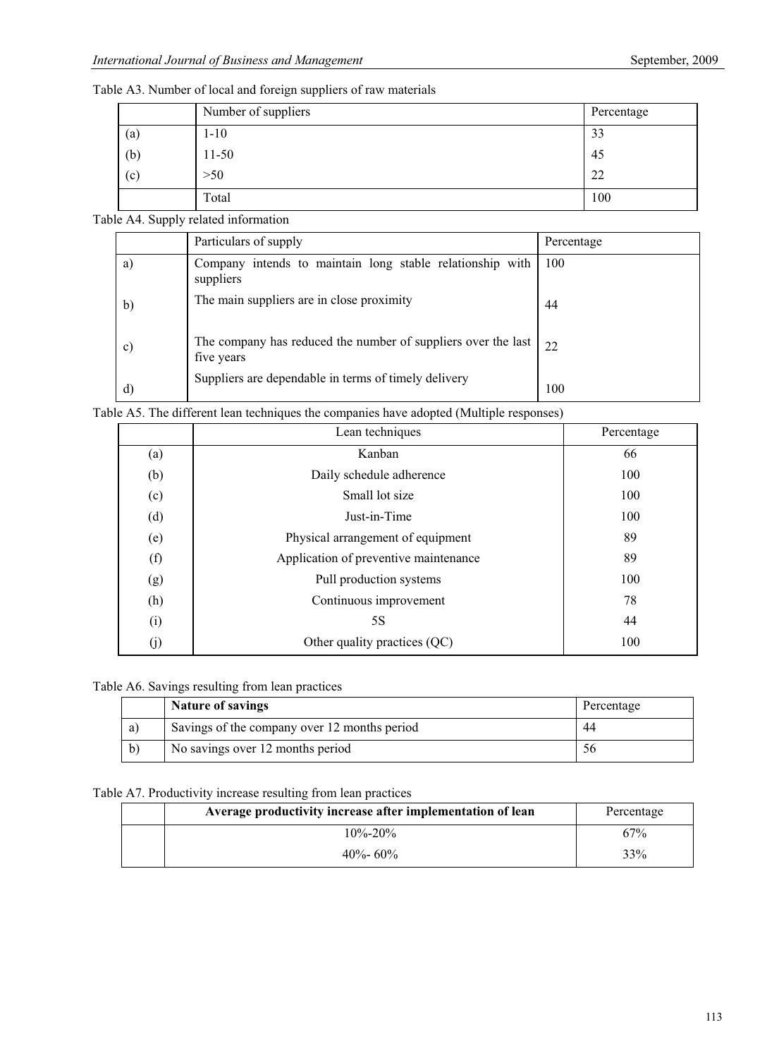Table A3. Number of local and foreign suppliers of raw materials

| | Number of suppliers | Percentage |
|---|---|---|
| (a) | 1-10 | 33 |
| (b) | 11-50 | 45 |
| (c) | >50 | 22 |
| | Total | 100 |

Table A4. Supply related information

| | Particulars of supply | Percentage |
|---|---|---|
| a) | Company intends to maintain long stable relationship with suppliers | 100 |
| b) | The main suppliers are in close proximity | 44 |
| c) | The company has reduced the number of suppliers over the last five years | 22 |
| d) | Suppliers are dependable in terms of timely delivery | 100 |

Table A5. The different lean techniques the companies have adopted (Multiple responses)

| | Lean techniques | Percentage |
|---|---|---|
| (a) | Kanban | 66 |
| (b) | Daily schedule adherence | 100 |
| (c) | Small lot size | 100 |
| (d) | Just-in-Time | 100 |
| (e) | Physical arrangement of equipment | 89 |
| (f) | Application of preventive maintenance | 89 |
| (g) | Pull production systems | 100 |
| (h) | Continuous improvement | 78 |
| (i) | 5S | 44 |
| (j) | Other quality practices (QC) | 100 |

Table A6. Savings resulting from lean practices

| | **Nature of savings** | Percentage |
|---|---|---|
| a) | Savings of the company over 12 months period | 44 |
| b) | No savings over 12 months period | 56 |

Table A7. Productivity increase resulting from lean practices

| | **Average productivity increase after implementation of lean** | Percentage |
|---|---|---|
| | 10%-20% | 67% |
| | 40%- 60% | 33% |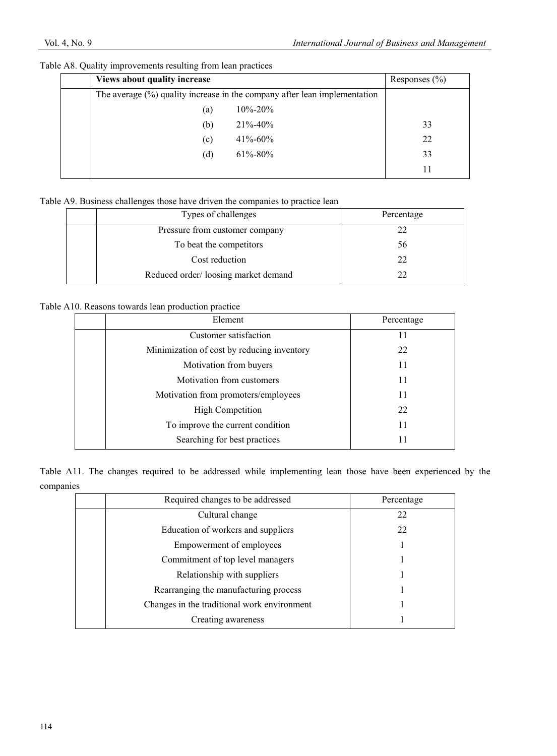Table A8. Quality improvements resulting from lean practices

| | Views about quality increase | | Responses (%) |
|---|---|---|---|
| | The average (%) quality increase in the company after lean implementation | | |
| | (a) | 10%-20% | |
| | (b) | 21%-40% | 33 |
| | (c) | 41%-60% | 22 |
| | (d) | 61%-80% | 33 |
| | | | 11 |

Table A9. Business challenges those have driven the companies to practice lean

| | Types of challenges | Percentage |
|---|---|---|
| | Pressure from customer company | 22 |
| | To beat the competitors | 56 |
| | Cost reduction | 22 |
| | Reduced order/ loosing market demand | 22 |

Table A10. Reasons towards lean production practice

| | Element | Percentage |
|---|---|---|
| | Customer satisfaction | 11 |
| | Minimization of cost by reducing inventory | 22 |
| | Motivation from buyers | 11 |
| | Motivation from customers | 11 |
| | Motivation from promoters/employees | 11 |
| | High Competition | 22 |
| | To improve the current condition | 11 |
| | Searching for best practices | 11 |

Table A11. The changes required to be addressed while implementing lean those have been experienced by the companies

| | Required changes to be addressed | Percentage |
|---|---|---|
| | Cultural change | 22 |
| | Education of workers and suppliers | 22 |
| | Empowerment of employees | 1 |
| | Commitment of top level managers | 1 |
| | Relationship with suppliers | 1 |
| | Rearranging the manufacturing process | 1 |
| | Changes in the traditional work environment | 1 |
| | Creating awareness | 1 |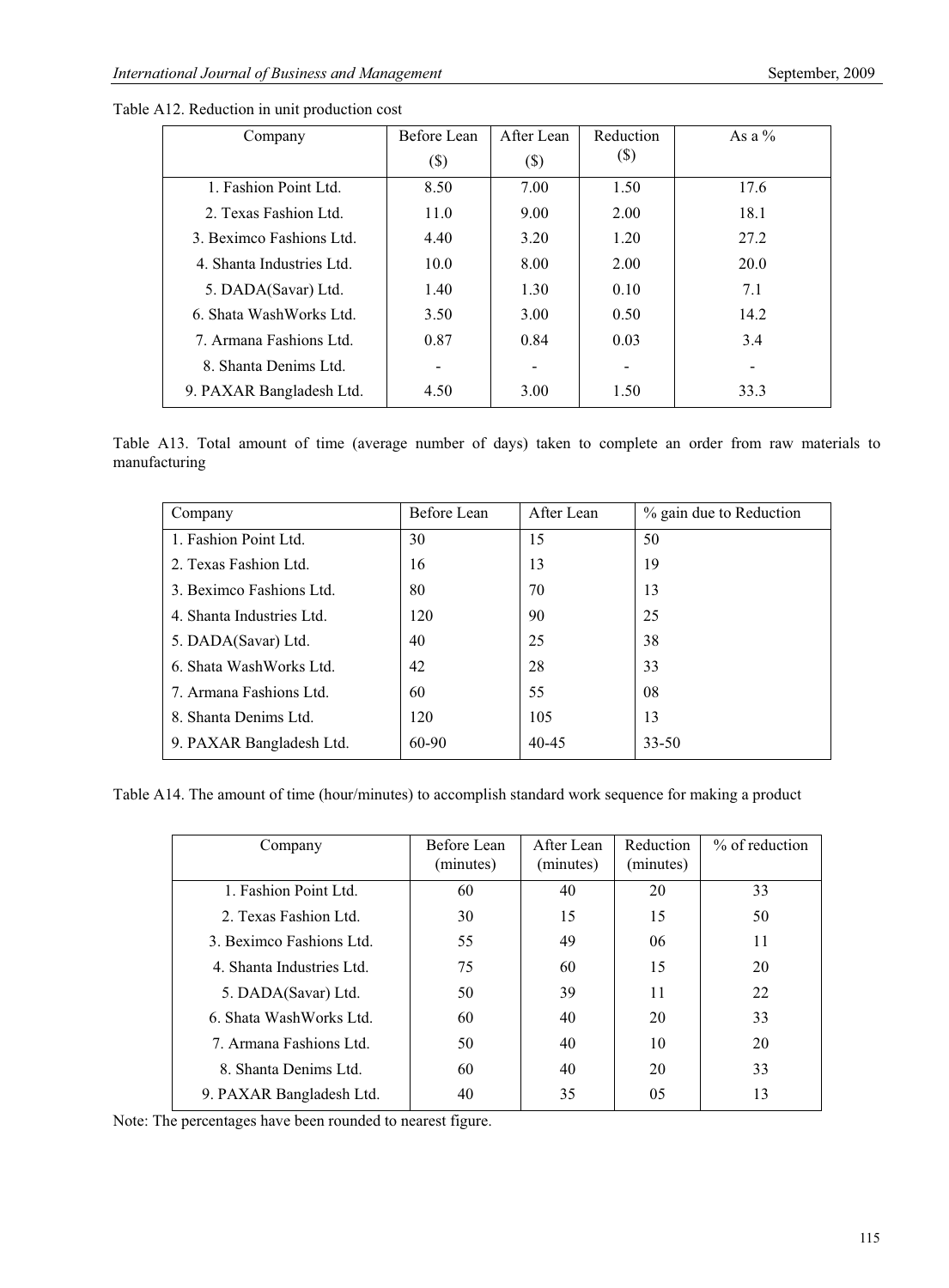Table A12. Reduction in unit production cost

| Company | Before Lean ($) | After Lean ($) | Reduction ($) | As a % |
|---|---|---|---|---|
| 1. Fashion Point Ltd. | 8.50 | 7.00 | 1.50 | 17.6 |
| 2. Texas Fashion Ltd. | 11.0 | 9.00 | 2.00 | 18.1 |
| 3. Beximco Fashions Ltd. | 4.40 | 3.20 | 1.20 | 27.2 |
| 4. Shanta Industries Ltd. | 10.0 | 8.00 | 2.00 | 20.0 |
| 5. DADA(Savar) Ltd. | 1.40 | 1.30 | 0.10 | 7.1 |
| 6. Shata WashWorks Ltd. | 3.50 | 3.00 | 0.50 | 14.2 |
| 7. Armana Fashions Ltd. | 0.87 | 0.84 | 0.03 | 3.4 |
| 8. Shanta Denims Ltd. | - | - | - | - |
| 9. PAXAR Bangladesh Ltd. | 4.50 | 3.00 | 1.50 | 33.3 |

Table A13. Total amount of time (average number of days) taken to complete an order from raw materials to manufacturing

| Company | Before Lean | After Lean | % gain due to Reduction |
|---|---|---|---|
| 1. Fashion Point Ltd. | 30 | 15 | 50 |
| 2. Texas Fashion Ltd. | 16 | 13 | 19 |
| 3. Beximco Fashions Ltd. | 80 | 70 | 13 |
| 4. Shanta Industries Ltd. | 120 | 90 | 25 |
| 5. DADA(Savar) Ltd. | 40 | 25 | 38 |
| 6. Shata WashWorks Ltd. | 42 | 28 | 33 |
| 7. Armana Fashions Ltd. | 60 | 55 | 08 |
| 8. Shanta Denims Ltd. | 120 | 105 | 13 |
| 9. PAXAR Bangladesh Ltd. | 60-90 | 40-45 | 33-50 |

Table A14. The amount of time (hour/minutes) to accomplish standard work sequence for making a product

| Company | Before Lean (minutes) | After Lean (minutes) | Reduction (minutes) | % of reduction |
|---|---|---|---|---|
| 1. Fashion Point Ltd. | 60 | 40 | 20 | 33 |
| 2. Texas Fashion Ltd. | 30 | 15 | 15 | 50 |
| 3. Beximco Fashions Ltd. | 55 | 49 | 06 | 11 |
| 4. Shanta Industries Ltd. | 75 | 60 | 15 | 20 |
| 5. DADA(Savar) Ltd. | 50 | 39 | 11 | 22 |
| 6. Shata WashWorks Ltd. | 60 | 40 | 20 | 33 |
| 7. Armana Fashions Ltd. | 50 | 40 | 10 | 20 |
| 8. Shanta Denims Ltd. | 60 | 40 | 20 | 33 |
| 9. PAXAR Bangladesh Ltd. | 40 | 35 | 05 | 13 |

Note: The percentages have been rounded to nearest figure.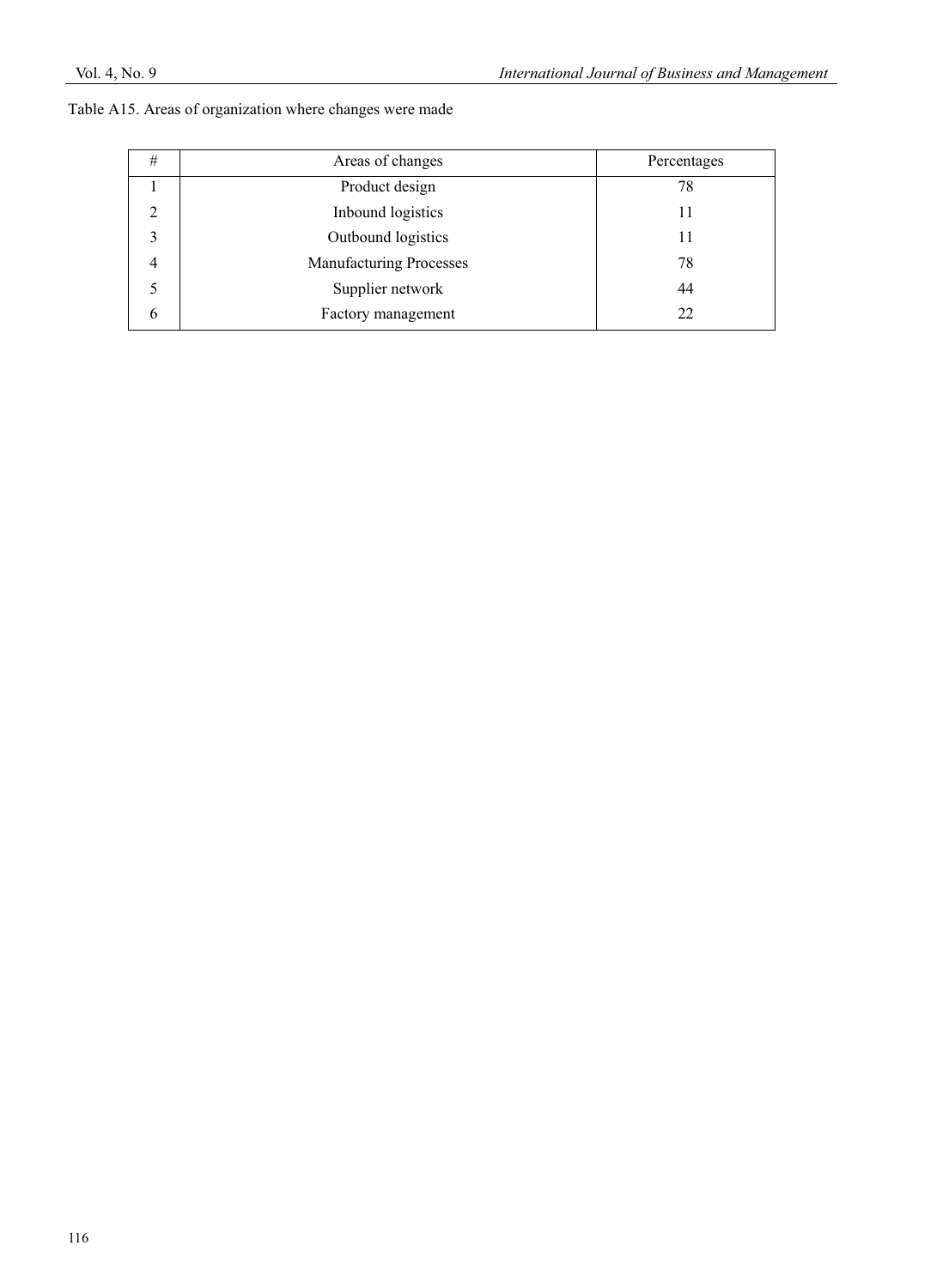Table A15. Areas of organization where changes were made

| # | Areas of changes | Percentages |
|---|---|---|
| 1 | Product design | 78 |
| 2 | Inbound logistics | 11 |
| 3 | Outbound logistics | 11 |
| 4 | Manufacturing Processes | 78 |
| 5 | Supplier network | 44 |
| 6 | Factory management | 22 |